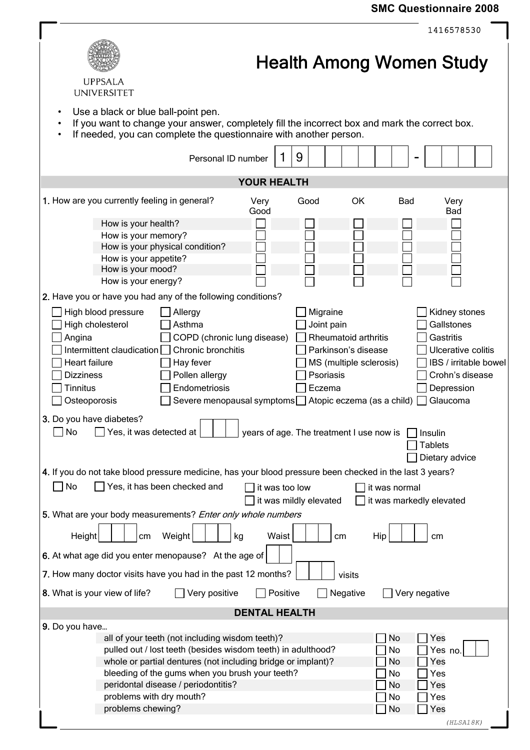SMC Questionnaire 2008

1416578530

UPPSALA UNIVERSITET

# Health Among Women Study

- Use a black or blue ball-point pen.
- If you want to change your answer, completely fill the incorrect box and mark the correct box.
- If needed, you can complete the questionnaire with another person.

Personal ID number 1 9 ☐☐☐☐☐☐ - ☐☐☐☐

## YOUR HEALTH

**1.** How are you currently feeling in general?

| | Very Good | Good | OK | Bad | Very Bad |
|---|---|---|---|---|---|
| How is your health? | ☐ | ☐ | ☐ | ☐ | ☐ |
| How is your memory? | ☐ | ☐ | ☐ | ☐ | ☐ |
| How is your physical condition? | ☐ | ☐ | ☐ | ☐ | ☐ |
| How is your appetite? | ☐ | ☐ | ☐ | ☐ | ☐ |
| How is your mood? | ☐ | ☐ | ☐ | ☐ | ☐ |
| How is your energy? | ☐ | ☐ | ☐ | ☐ | ☐ |

**2.** Have you or have you had any of the following conditions?

| | | | |
|---|---|---|---|
| ☐ High blood pressure | ☐ Allergy | ☐ Migraine | ☐ Kidney stones |
| ☐ High cholesterol | ☐ Asthma | ☐ Joint pain | ☐ Gallstones |
| ☐ Angina | ☐ COPD (chronic lung disease) | ☐ Rheumatoid arthritis | ☐ Gastritis |
| ☐ Intermittent claudication | ☐ Chronic bronchitis | ☐ Parkinson's disease | ☐ Ulcerative colitis |
| ☐ Heart failure | ☐ Hay fever | ☐ MS (multiple sclerosis) | ☐ IBS / irritable bowel |
| ☐ Dizziness | ☐ Pollen allergy | ☐ Psoriasis | ☐ Crohn's disease |
| ☐ Tinnitus | ☐ Endometriosis | ☐ Eczema | ☐ Depression |
| ☐ Osteoporosis | ☐ Severe menopausal symptoms | ☐ Atopic eczema (as a child) | ☐ Glaucoma |

**3.** Do you have diabetes?

☐ No ☐ Yes, it was detected at ☐☐ years of age. The treatment I use now is ☐ Insulin ☐ Tablets ☐ Dietary advice

**4.** If you do not take blood pressure medicine, has your blood pressure been checked in the last 3 years?

☐ No ☐ Yes, it has been checked and ☐ it was too low ☐ it was normal ☐ it was mildly elevated ☐ it was markedly elevated

**5.** What are your body measurements? *Enter only whole numbers*

Height ☐☐☐ cm Weight ☐☐☐ kg Waist ☐☐☐ cm Hip ☐☐☐ cm

**6.** At what age did you enter menopause? At the age of ☐☐

**7.** How many doctor visits have you had in the past 12 months? ☐☐☐ visits

**8.** What is your view of life? ☐ Very positive ☐ Positive ☐ Negative ☐ Very negative

## DENTAL HEALTH

**9.** Do you have...

| | | |
|---|---|---|
| all of your teeth (not including wisdom teeth)? | ☐ No | ☐ Yes |
| pulled out / lost teeth (besides wisdom teeth) in adulthood? | ☐ No | ☐ Yes no. ☐☐ |
| whole or partial dentures (not including bridge or implant)? | ☐ No | ☐ Yes |
| bleeding of the gums when you brush your teeth? | ☐ No | ☐ Yes |
| peridontal disease / periodontitis? | ☐ No | ☐ Yes |
| problems with dry mouth? | ☐ No | ☐ Yes |
| problems chewing? | ☐ No | ☐ Yes |

(HLSA18K)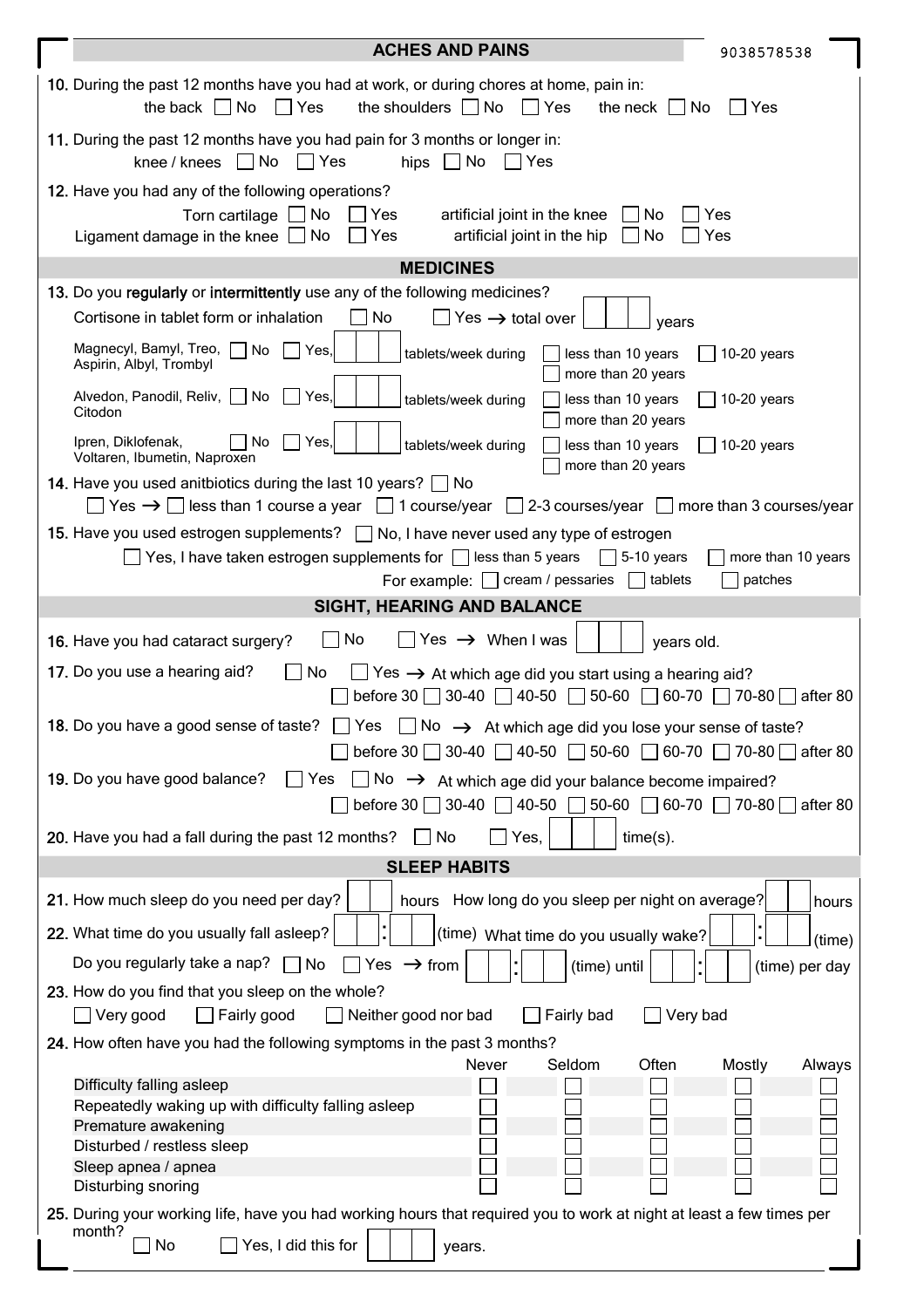## ACHES AND PAINS

9038578538

**10.** During the past 12 months have you had at work, or during chores at home, pain in:

the back ☐ No ☐ Yes  the shoulders ☐ No ☐ Yes  the neck ☐ No ☐ Yes

**11.** During the past 12 months have you had pain for 3 months or longer in:

knee / knees ☐ No ☐ Yes  hips ☐ No ☐ Yes

**12.** Have you had any of the following operations?

Torn cartilage ☐ No ☐ Yes  artificial joint in the knee ☐ No ☐ Yes

Ligament damage in the knee ☐ No ☐ Yes  artificial joint in the hip ☐ No ☐ Yes

## MEDICINES

**13.** Do you **regularly** or **intermittently** use any of the following medicines?

Cortisone in tablet form or inhalation ☐ No ☐ Yes → total over ☐☐ years

Magnecyl, Bamyl, Treo, Aspirin, Albyl, Trombyl ☐ No ☐ Yes, ☐☐ tablets/week during ☐ less than 10 years ☐ 10-20 years ☐ more than 20 years

Alvedon, Panodil, Reliv, Citodon ☐ No ☐ Yes, ☐☐ tablets/week during ☐ less than 10 years ☐ 10-20 years ☐ more than 20 years

Ipren, Diklofenak, Voltaren, Ibumetin, Naproxen ☐ No ☐ Yes, ☐☐ tablets/week during ☐ less than 10 years ☐ 10-20 years ☐ more than 20 years

**14.** Have you used anitbiotics during the last 10 years? ☐ No

☐ Yes → ☐ less than 1 course a year ☐ 1 course/year ☐ 2-3 courses/year ☐ more than 3 courses/year

**15.** Have you used estrogen supplements? ☐ No, I have never used any type of estrogen

☐ Yes, I have taken estrogen supplements for ☐ less than 5 years ☐ 5-10 years ☐ more than 10 years

For example: ☐ cream / pessaries ☐ tablets ☐ patches

## SIGHT, HEARING AND BALANCE

**16.** Have you had cataract surgery? ☐ No ☐ Yes → When I was ☐☐ years old.

**17.** Do you use a hearing aid? ☐ No ☐ Yes → At which age did you start using a hearing aid?

☐ before 30 ☐ 30-40 ☐ 40-50 ☐ 50-60 ☐ 60-70 ☐ 70-80 ☐ after 80

**18.** Do you have a good sense of taste? ☐ Yes ☐ No → At which age did you lose your sense of taste?

☐ before 30 ☐ 30-40 ☐ 40-50 ☐ 50-60 ☐ 60-70 ☐ 70-80 ☐ after 80

**19.** Do you have good balance? ☐ Yes ☐ No → At which age did your balance become impaired?

☐ before 30 ☐ 30-40 ☐ 40-50 ☐ 50-60 ☐ 60-70 ☐ 70-80 ☐ after 80

**20.** Have you had a fall during the past 12 months? ☐ No ☐ Yes, ☐☐ time(s).

## SLEEP HABITS

**21.** How much sleep do you need per day? ☐☐ hours  How long do you sleep per night on average? ☐☐ hours

**22.** What time do you usually fall asleep? ☐☐:☐☐ (time)  What time do you usually wake? ☐☐:☐☐ (time)

Do you regularly take a nap? ☐ No ☐ Yes → from ☐☐:☐☐ (time) until ☐☐:☐☐ (time) per day

**23.** How do you find that you sleep on the whole?

☐ Very good ☐ Fairly good ☐ Neither good nor bad ☐ Fairly bad ☐ Very bad

**24.** How often have you had the following symptoms in the past 3 months?

| | Never | Seldom | Often | Mostly | Always |
|---|---|---|---|---|---|
| Difficulty falling asleep | ☐ | ☐ | ☐ | ☐ | ☐ |
| Repeatedly waking up with difficulty falling asleep | ☐ | ☐ | ☐ | ☐ | ☐ |
| Premature awakening | ☐ | ☐ | ☐ | ☐ | ☐ |
| Disturbed / restless sleep | ☐ | ☐ | ☐ | ☐ | ☐ |
| Sleep apnea / apnea | ☐ | ☐ | ☐ | ☐ | ☐ |
| Disturbing snoring | ☐ | ☐ | ☐ | ☐ | ☐ |

**25.** During your working life, have you had working hours that required you to work at night at least a few times per month?

☐ No ☐ Yes, I did this for ☐☐ years.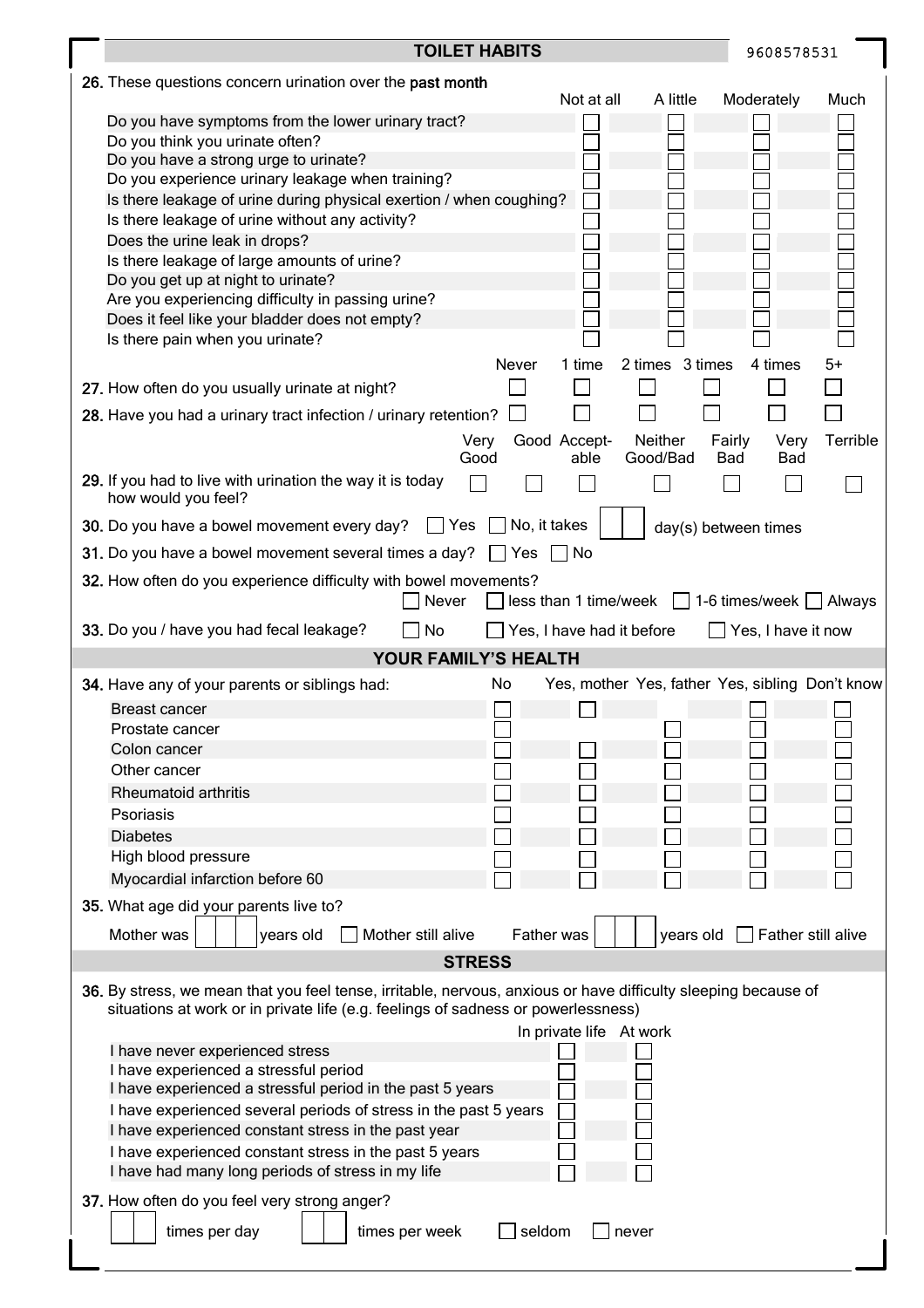## TOILET HABITS

9608578531

**26.** These questions concern urination over the **past month**

| | Not at all | A little | Moderately | Much |
|---|---|---|---|---|
| Do you have symptoms from the lower urinary tract? | ☐ | ☐ | ☐ | ☐ |
| Do you think you urinate often? | ☐ | ☐ | ☐ | ☐ |
| Do you have a strong urge to urinate? | ☐ | ☐ | ☐ | ☐ |
| Do you experience urinary leakage when training? | ☐ | ☐ | ☐ | ☐ |
| Is there leakage of urine during physical exertion / when coughing? | ☐ | ☐ | ☐ | ☐ |
| Is there leakage of urine without any activity? | ☐ | ☐ | ☐ | ☐ |
| Does the urine leak in drops? | ☐ | ☐ | ☐ | ☐ |
| Is there leakage of large amounts of urine? | ☐ | ☐ | ☐ | ☐ |
| Do you get up at night to urinate? | ☐ | ☐ | ☐ | ☐ |
| Are you experiencing difficulty in passing urine? | ☐ | ☐ | ☐ | ☐ |
| Does it feel like your bladder does not empty? | ☐ | ☐ | ☐ | ☐ |
| Is there pain when you urinate? | ☐ | ☐ | ☐ | ☐ |

| | Never | 1 time | 2 times | 3 times | 4 times | 5+ |
|---|---|---|---|---|---|---|
| **27.** How often do you usually urinate at night? | ☐ | ☐ | ☐ | ☐ | ☐ | ☐ |
| **28.** Have you had a urinary tract infection / urinary retention? | ☐ | ☐ | ☐ | ☐ | ☐ | ☐ |

| | Very Good | Good | Accept-able | Neither Good/Bad | Fairly Bad | Very Bad | Terrible |
|---|---|---|---|---|---|---|---|
| **29.** If you had to live with urination the way it is today how would you feel? | ☐ | ☐ | ☐ | ☐ | ☐ | ☐ | ☐ |

**30.** Do you have a bowel movement every day? ☐ Yes ☐ No, it takes ☐☐ day(s) between times

**31.** Do you have a bowel movement several times a day? ☐ Yes ☐ No

**32.** How often do you experience difficulty with bowel movements?
☐ Never ☐ less than 1 time/week ☐ 1-6 times/week ☐ Always

**33.** Do you / have you had fecal leakage? ☐ No ☐ Yes, I have had it before ☐ Yes, I have it now

## YOUR FAMILY'S HEALTH

**34.** Have any of your parents or siblings had:

| | No | Yes, mother | Yes, father | Yes, sibling | Don't know |
|---|---|---|---|---|---|
| Breast cancer | ☐ | ☐ | | ☐ | ☐ |
| Prostate cancer | ☐ | | ☐ | ☐ | ☐ |
| Colon cancer | ☐ | ☐ | ☐ | ☐ | ☐ |
| Other cancer | ☐ | ☐ | ☐ | ☐ | ☐ |
| Rheumatoid arthritis | ☐ | ☐ | ☐ | ☐ | ☐ |
| Psoriasis | ☐ | ☐ | ☐ | ☐ | ☐ |
| Diabetes | ☐ | ☐ | ☐ | ☐ | ☐ |
| High blood pressure | ☐ | ☐ | ☐ | ☐ | ☐ |
| Myocardial infarction before 60 | ☐ | ☐ | ☐ | ☐ | ☐ |

**35.** What age did your parents live to?

Mother was ☐☐☐ years old ☐ Mother still alive Father was ☐☐☐ years old ☐ Father still alive

## STRESS

**36.** By stress, we mean that you feel tense, irritable, nervous, anxious or have difficulty sleeping because of situations at work or in private life (e.g. feelings of sadness or powerlessness)

| | In private life | At work |
|---|---|---|
| I have never experienced stress | ☐ | ☐ |
| I have experienced a stressful period | ☐ | ☐ |
| I have experienced a stressful period in the past 5 years | ☐ | ☐ |
| I have experienced several periods of stress in the past 5 years | ☐ | ☐ |
| I have experienced constant stress in the past year | ☐ | ☐ |
| I have experienced constant stress in the past 5 years | ☐ | ☐ |
| I have had many long periods of stress in my life | ☐ | ☐ |

**37.** How often do you feel very strong anger?

☐☐ times per day ☐☐ times per week ☐ seldom ☐ never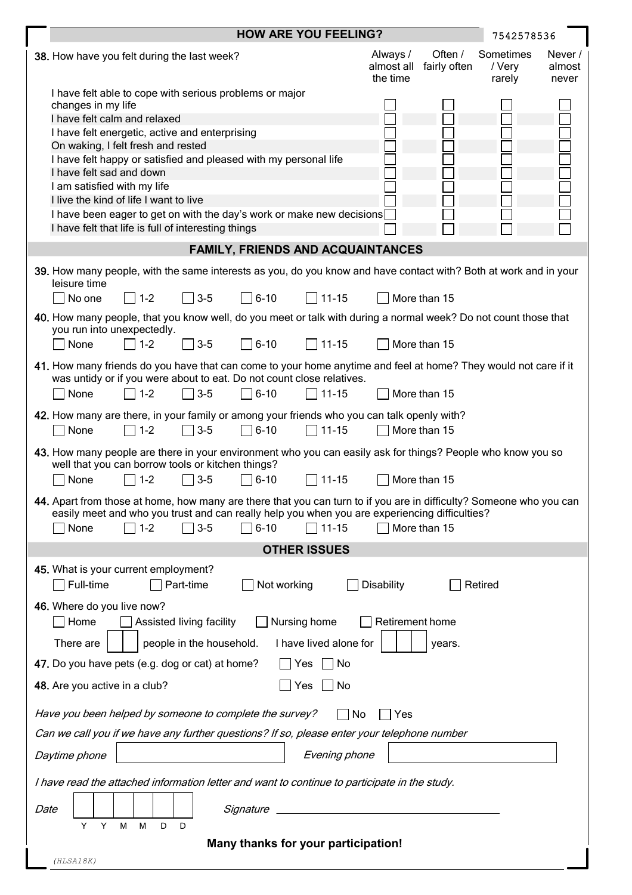## HOW ARE YOU FEELING?

7542578536

**38.** How have you felt during the last week?

| | Always / almost all the time | Often / fairly often | Sometimes / Very rarely | Never / almost never |
|---|---|---|---|---|
| I have felt able to cope with serious problems or major changes in my life | ☐ | ☐ | ☐ | ☐ |
| I have felt calm and relaxed | ☐ | ☐ | ☐ | ☐ |
| I have felt energetic, active and enterprising | ☐ | ☐ | ☐ | ☐ |
| On waking, I felt fresh and rested | ☐ | ☐ | ☐ | ☐ |
| I have felt happy or satisfied and pleased with my personal life | ☐ | ☐ | ☐ | ☐ |
| I have felt sad and down | ☐ | ☐ | ☐ | ☐ |
| I am satisfied with my life | ☐ | ☐ | ☐ | ☐ |
| I live the kind of life I want to live | ☐ | ☐ | ☐ | ☐ |
| I have been eager to get on with the day's work or make new decisions | ☐ | ☐ | ☐ | ☐ |
| I have felt that life is full of interesting things | ☐ | ☐ | ☐ | ☐ |

## FAMILY, FRIENDS AND ACQUAINTANCES

**39.** How many people, with the same interests as you, do you know and have contact with? Both at work and in your leisure time

☐ No one ☐ 1-2 ☐ 3-5 ☐ 6-10 ☐ 11-15 ☐ More than 15

**40.** How many people, that you know well, do you meet or talk with during a normal week? Do not count those that you run into unexpectedly.

☐ None ☐ 1-2 ☐ 3-5 ☐ 6-10 ☐ 11-15 ☐ More than 15

**41.** How many friends do you have that can come to your home anytime and feel at home? They would not care if it was untidy or if you were about to eat. Do not count close relatives.

☐ None ☐ 1-2 ☐ 3-5 ☐ 6-10 ☐ 11-15 ☐ More than 15

**42.** How many are there, in your family or among your friends who you can talk openly with?

☐ None ☐ 1-2 ☐ 3-5 ☐ 6-10 ☐ 11-15 ☐ More than 15

**43.** How many people are there in your environment who you can easily ask for things? People who know you so well that you can borrow tools or kitchen things?

☐ None ☐ 1-2 ☐ 3-5 ☐ 6-10 ☐ 11-15 ☐ More than 15

**44.** Apart from those at home, how many are there that you can turn to if you are in difficulty? Someone who you can easily meet and who you trust and can really help you when you are experiencing difficulties?

☐ None ☐ 1-2 ☐ 3-5 ☐ 6-10 ☐ 11-15 ☐ More than 15

## OTHER ISSUES

**45.** What is your current employment?

☐ Full-time ☐ Part-time ☐ Not working ☐ Disability ☐ Retired

**46.** Where do you live now?

☐ Home ☐ Assisted living facility ☐ Nursing home ☐ Retirement home

There are ☐☐ people in the household. I have lived alone for ☐☐☐ years.

**47.** Do you have pets (e.g. dog or cat) at home? ☐ Yes ☐ No

**48.** Are you active in a club? ☐ Yes ☐ No

*Have you been helped by someone to complete the survey?* ☐ No ☐ Yes

*Can we call you if we have any further questions? If so, please enter your telephone number*

*Daytime phone* ________________ *Evening phone* ________________

*I have read the attached information letter and want to continue to participate in the study.*

*Date* ☐☐☐☐☐☐ (Y Y M M D D) *Signature* ________________________________

**Many thanks for your participation!**

(HLSA18K)